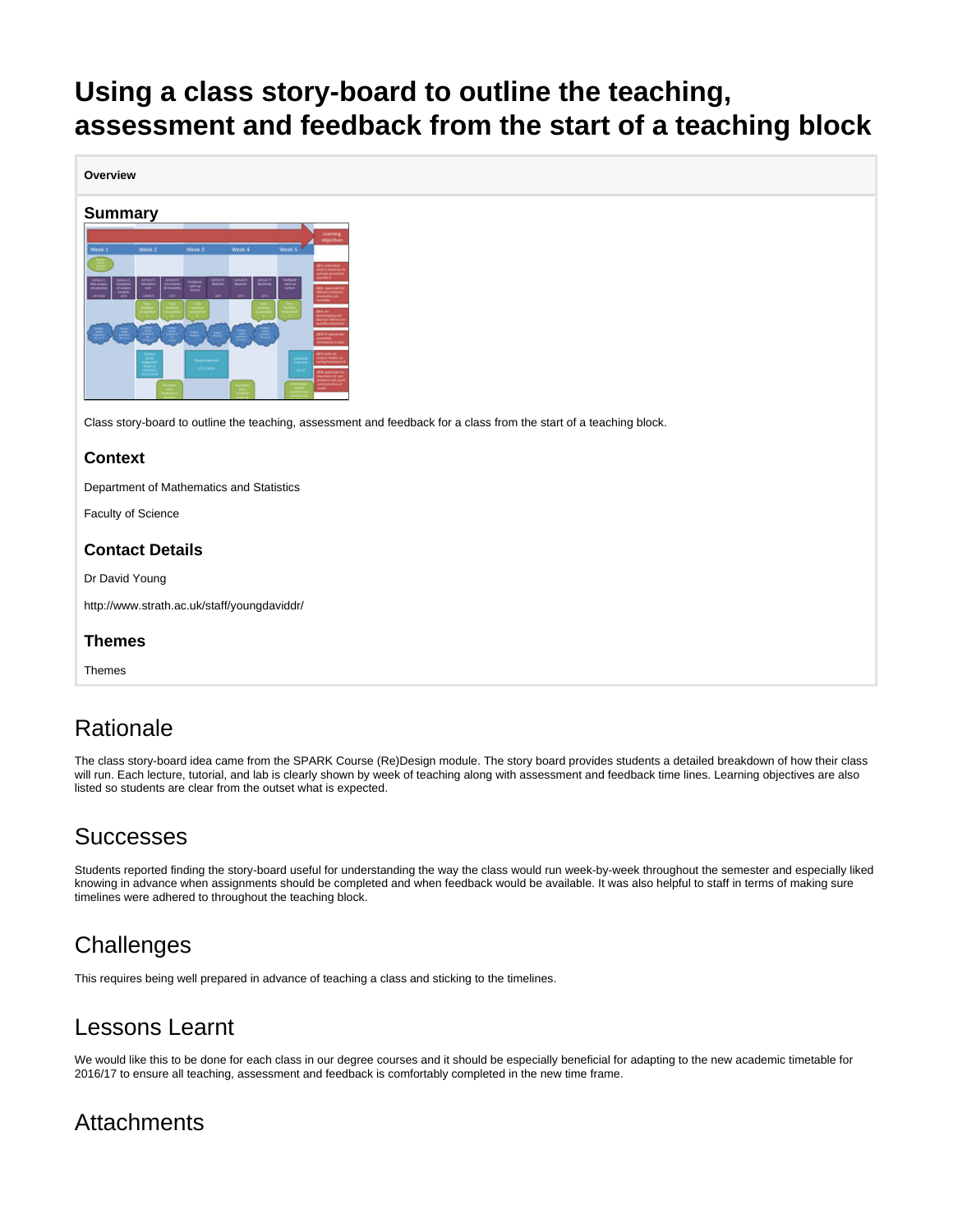# Using a class story-board to outline the teaching, assessment and feedback from the start of a teaching block

**Overview**

### Summary

Class story-board to outline the teaching, assessment and feedback for a class from the start of a teaching block.

### Context

Department of Mathematics and Statistics

Faculty of Science

### Contact Details

Dr David Young

http://www.strath.ac.uk/staff/youngdaviddr/

### Themes

Themes

## Rationale

The class story-board idea came from the SPARK Course (Re)Design module. The story board provides students a detailed breakdown of how their class will run. Each lecture, tutorial, and lab is clearly shown by week of teaching along with assessment and feedback time lines. Learning objectives are also listed so students are clear from the outset what is expected.

## Successes

Students reported finding the story-board useful for understanding the way the class would run week-by-week throughout the semester and especially liked knowing in advance when assignments should be completed and when feedback would be available. It was also helpful to staff in terms of making sure timelines were adhered to throughout the teaching block.

## Challenges

This requires being well prepared in advance of teaching a class and sticking to the timelines.

## Lessons Learnt

We would like this to be done for each class in our degree courses and it should be especially beneficial for adapting to the new academic timetable for 2016/17 to ensure all teaching, assessment and feedback is comfortably completed in the new time frame.

## Attachments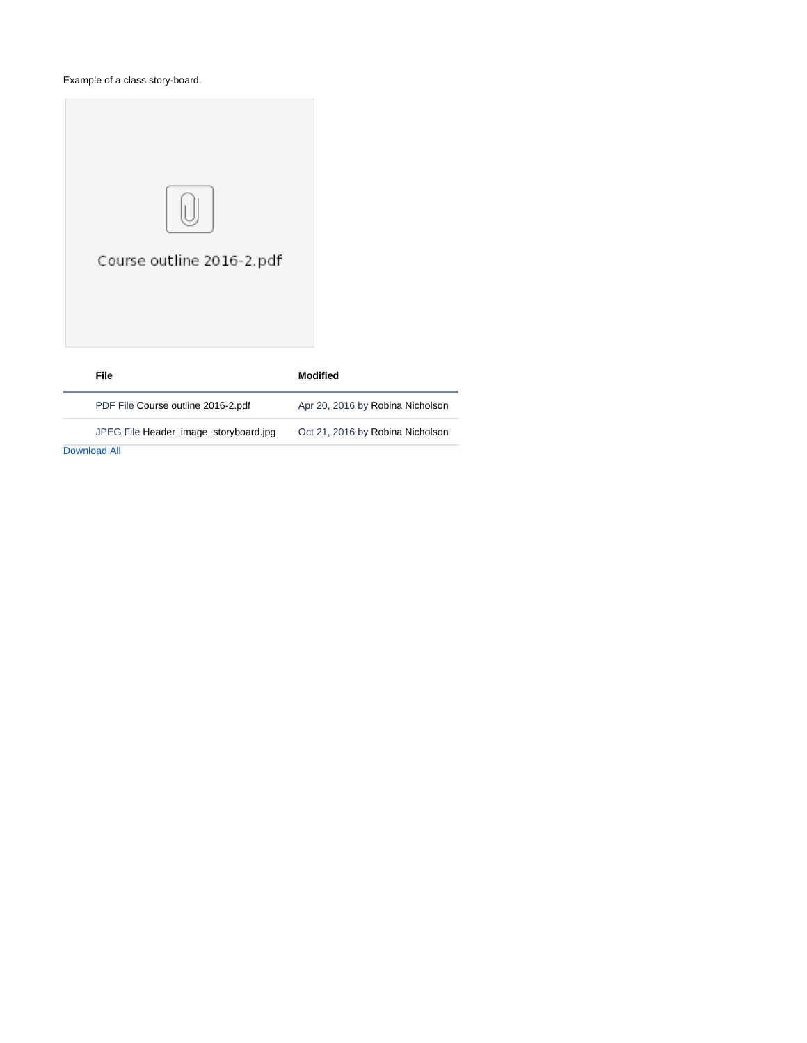Example of a class story-board.

Course outline 2016-2.pdf

| File | Modified |
| --- | --- |
| PDF File Course outline 2016-2.pdf | Apr 20, 2016 by Robina Nicholson |
| JPEG File Header_image_storyboard.jpg | Oct 21, 2016 by Robina Nicholson |

Download All